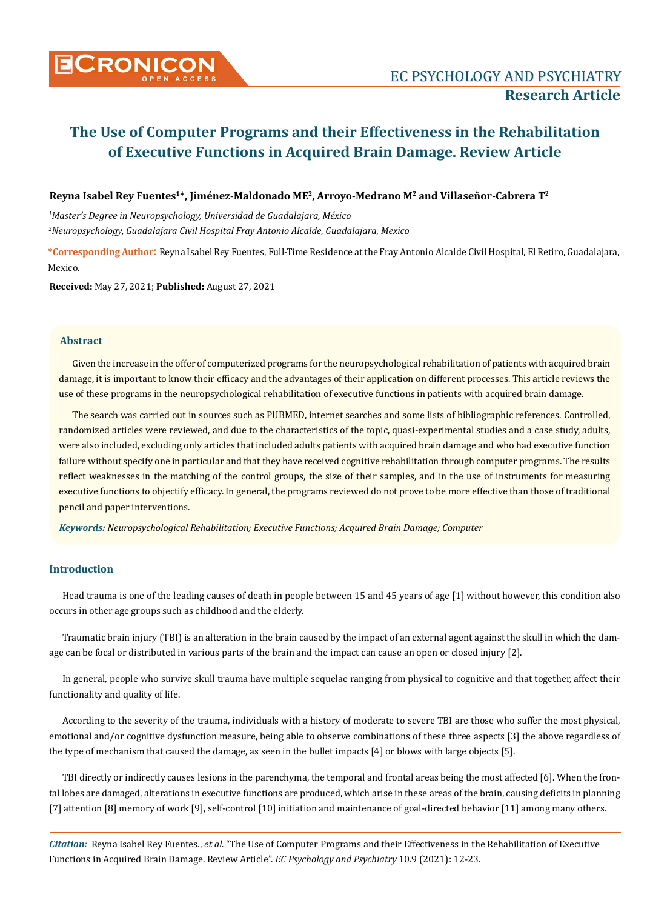# The Use of Computer Programs and their Effectiveness in the Rehabilitation of Executive Functions in Acquired Brain Damage. Review Article

**Reyna Isabel Rey Fuentes[1]*, Jiménez-Maldonado ME[2], Arroyo-Medrano M[2] and Villaseñor-Cabrera T[2]**

[1]*Master's Degree in Neuropsychology, Universidad de Guadalajara, México*

[2]*Neuropsychology, Guadalajara Civil Hospital Fray Antonio Alcalde, Guadalajara, Mexico*

**\*Corresponding Author:** Reyna Isabel Rey Fuentes, Full-Time Residence at the Fray Antonio Alcalde Civil Hospital, El Retiro, Guadalajara, Mexico.

**Received:** May 27, 2021; **Published:** August 27, 2021

## Abstract

Given the increase in the offer of computerized programs for the neuropsychological rehabilitation of patients with acquired brain damage, it is important to know their efficacy and the advantages of their application on different processes. This article reviews the use of these programs in the neuropsychological rehabilitation of executive functions in patients with acquired brain damage.

The search was carried out in sources such as PUBMED, internet searches and some lists of bibliographic references. Controlled, randomized articles were reviewed, and due to the characteristics of the topic, quasi-experimental studies and a case study, adults, were also included, excluding only articles that included adults patients with acquired brain damage and who had executive function failure without specify one in particular and that they have received cognitive rehabilitation through computer programs. The results reflect weaknesses in the matching of the control groups, the size of their samples, and in the use of instruments for measuring executive functions to objectify efficacy. In general, the programs reviewed do not prove to be more effective than those of traditional pencil and paper interventions.

***Keywords:*** *Neuropsychological Rehabilitation; Executive Functions; Acquired Brain Damage; Computer*

## Introduction

Head trauma is one of the leading causes of death in people between 15 and 45 years of age [1] without however, this condition also occurs in other age groups such as childhood and the elderly.

Traumatic brain injury (TBI) is an alteration in the brain caused by the impact of an external agent against the skull in which the damage can be focal or distributed in various parts of the brain and the impact can cause an open or closed injury [2].

In general, people who survive skull trauma have multiple sequelae ranging from physical to cognitive and that together, affect their functionality and quality of life.

According to the severity of the trauma, individuals with a history of moderate to severe TBI are those who suffer the most physical, emotional and/or cognitive dysfunction measure, being able to observe combinations of these three aspects [3] the above regardless of the type of mechanism that caused the damage, as seen in the bullet impacts [4] or blows with large objects [5].

TBI directly or indirectly causes lesions in the parenchyma, the temporal and frontal areas being the most affected [6]. When the frontal lobes are damaged, alterations in executive functions are produced, which arise in these areas of the brain, causing deficits in planning [7] attention [8] memory of work [9], self-control [10] initiation and maintenance of goal-directed behavior [11] among many others.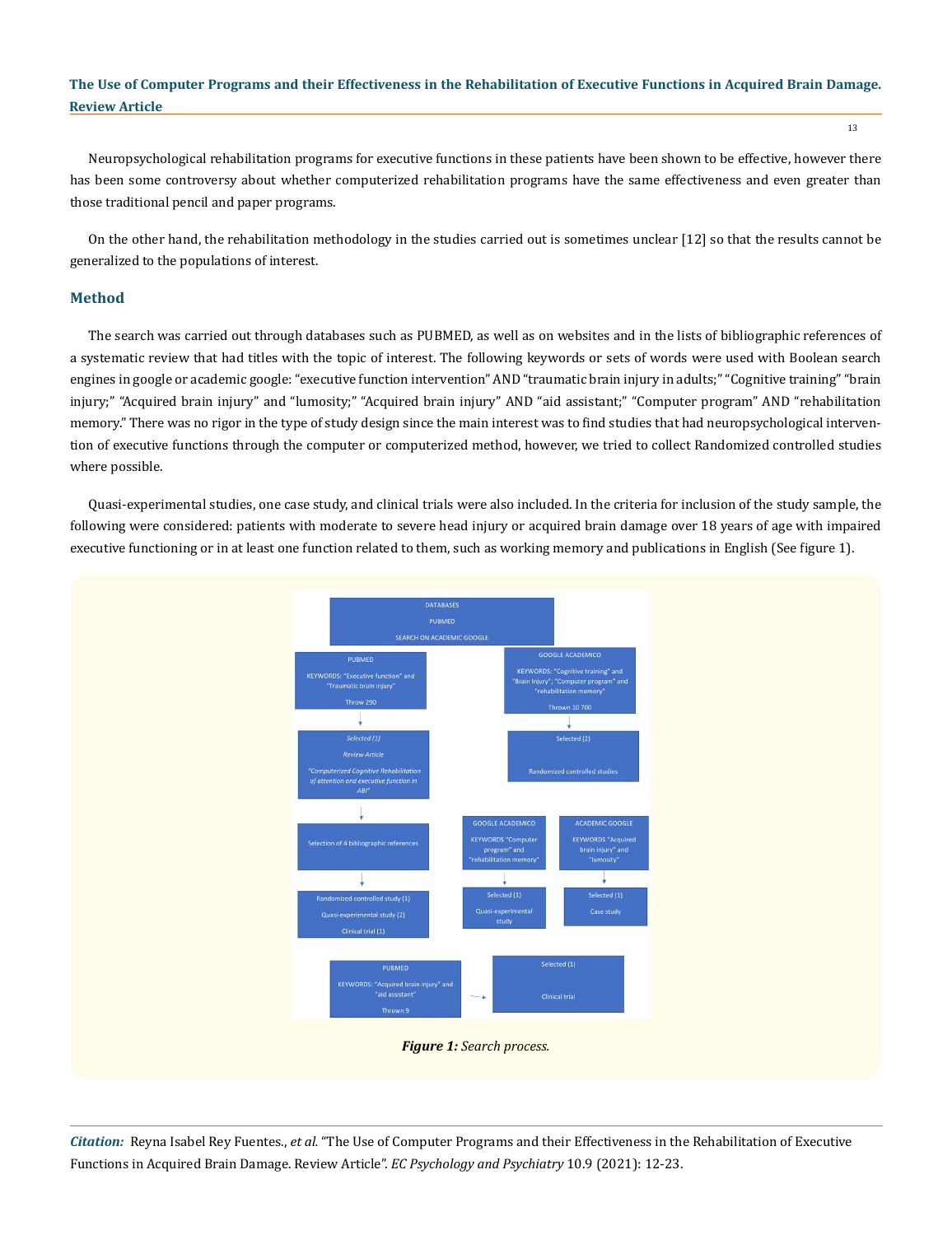Neuropsychological rehabilitation programs for executive functions in these patients have been shown to be effective, however there has been some controversy about whether computerized rehabilitation programs have the same effectiveness and even greater than those traditional pencil and paper programs.

On the other hand, the rehabilitation methodology in the studies carried out is sometimes unclear [12] so that the results cannot be generalized to the populations of interest.

## Method

The search was carried out through databases such as PUBMED, as well as on websites and in the lists of bibliographic references of a systematic review that had titles with the topic of interest. The following keywords or sets of words were used with Boolean search engines in google or academic google: "executive function intervention" AND "traumatic brain injury in adults;" "Cognitive training" "brain injury;" "Acquired brain injury" and "lumosity;" "Acquired brain injury" AND "aid assistant;" "Computer program" AND "rehabilitation memory." There was no rigor in the type of study design since the main interest was to find studies that had neuropsychological intervention of executive functions through the computer or computerized method, however, we tried to collect Randomized controlled studies where possible.

Quasi-experimental studies, one case study, and clinical trials were also included. In the criteria for inclusion of the study sample, the following were considered: patients with moderate to severe head injury or acquired brain damage over 18 years of age with impaired executive functioning or in at least one function related to them, such as working memory and publications in English (See figure 1).

DATABASES
PUBMED
SEARCH ON ACADEMIC GOOGLE

PUBMED
KEYWORDS: "Executive function" and "Traumatic brain injury"
Throw 290
→ Selected (1)
Review Article
"Computerized Cognitive Rehabilitation of attention and executive function in ABI"
→ Selection of 4 bibliographic references
→ Randomized controlled study (1)
Quasi-experimental study (2)
Clinical trial (1)

GOOGLE ACADEMICO
KEYWORDS: "Cognitive training" and "Brain Injury"; "Computer program" and "rehabilitation memory"
Thrown 10 700
→ Selected (2)
Randomized controlled studies

GOOGLE ACADEMICO
KEYWORDS "Computer program" and "rehabilitation memory"
→ Selected (1)
Quasi-experimental study

ACADEMIC GOOGLE
KEYWORDS "Acquired brain injury" and "lumosity"
→ Selected (1)
Case study

PUBMED
KEYWORDS: "Acquired brain injury" and "aid assistant"
Thrown 9
→ Selected (1)
Clinical trial

***Figure 1:*** *Search process.*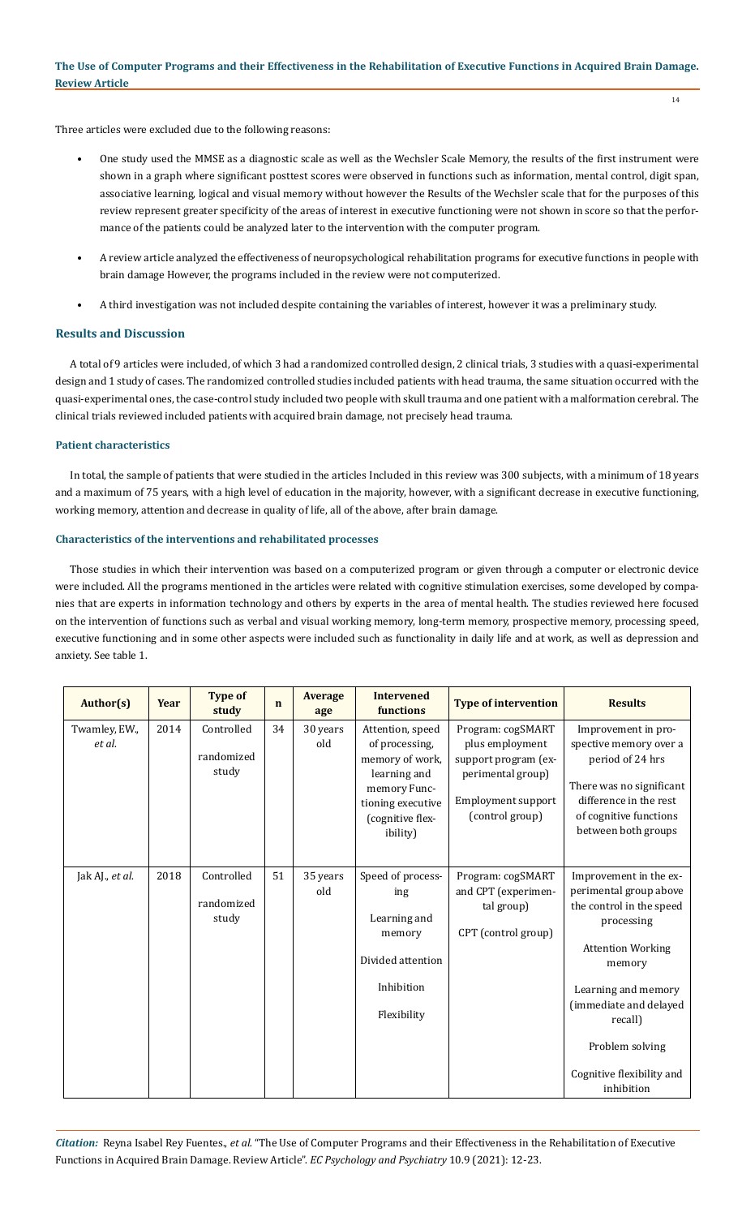Three articles were excluded due to the following reasons:

- One study used the MMSE as a diagnostic scale as well as the Wechsler Scale Memory, the results of the first instrument were shown in a graph where significant posttest scores were observed in functions such as information, mental control, digit span, associative learning, logical and visual memory without however the Results of the Wechsler scale that for the purposes of this review represent greater specificity of the areas of interest in executive functioning were not shown in score so that the performance of the patients could be analyzed later to the intervention with the computer program.
- A review article analyzed the effectiveness of neuropsychological rehabilitation programs for executive functions in people with brain damage However, the programs included in the review were not computerized.
- A third investigation was not included despite containing the variables of interest, however it was a preliminary study.

## Results and Discussion

A total of 9 articles were included, of which 3 had a randomized controlled design, 2 clinical trials, 3 studies with a quasi-experimental design and 1 study of cases. The randomized controlled studies included patients with head trauma, the same situation occurred with the quasi-experimental ones, the case-control study included two people with skull trauma and one patient with a malformation cerebral. The clinical trials reviewed included patients with acquired brain damage, not precisely head trauma.

### Patient characteristics

In total, the sample of patients that were studied in the articles Included in this review was 300 subjects, with a minimum of 18 years and a maximum of 75 years, with a high level of education in the majority, however, with a significant decrease in executive functioning, working memory, attention and decrease in quality of life, all of the above, after brain damage.

### Characteristics of the interventions and rehabilitated processes

Those studies in which their intervention was based on a computerized program or given through a computer or electronic device were included. All the programs mentioned in the articles were related with cognitive stimulation exercises, some developed by companies that are experts in information technology and others by experts in the area of mental health. The studies reviewed here focused on the intervention of functions such as verbal and visual working memory, long-term memory, prospective memory, processing speed, executive functioning and in some other aspects were included such as functionality in daily life and at work, as well as depression and anxiety. See table 1.

| Author(s) | Year | Type of study | n | Average age | Intervened functions | Type of intervention | Results |
|---|---|---|---|---|---|---|---|
| Twamley, EW., *et al.* | 2014 | Controlled randomized study | 34 | 30 years old | Attention, speed of processing, memory of work, learning and memory Functioning executive (cognitive flexibility) | Program: cogSMART plus employment support program (experimental group) Employment support (control group) | Improvement in prospective memory over a period of 24 hrs There was no significant difference in the rest of cognitive functions between both groups |
| Jak AJ., *et al.* | 2018 | Controlled randomized study | 51 | 35 years old | Speed of processing Learning and memory Divided attention Inhibition Flexibility | Program: cogSMART and CPT (experimental group) CPT (control group) | Improvement in the experimental group above the control in the speed processing Attention Working memory Learning and memory (immediate and delayed recall) Problem solving Cognitive flexibility and inhibition |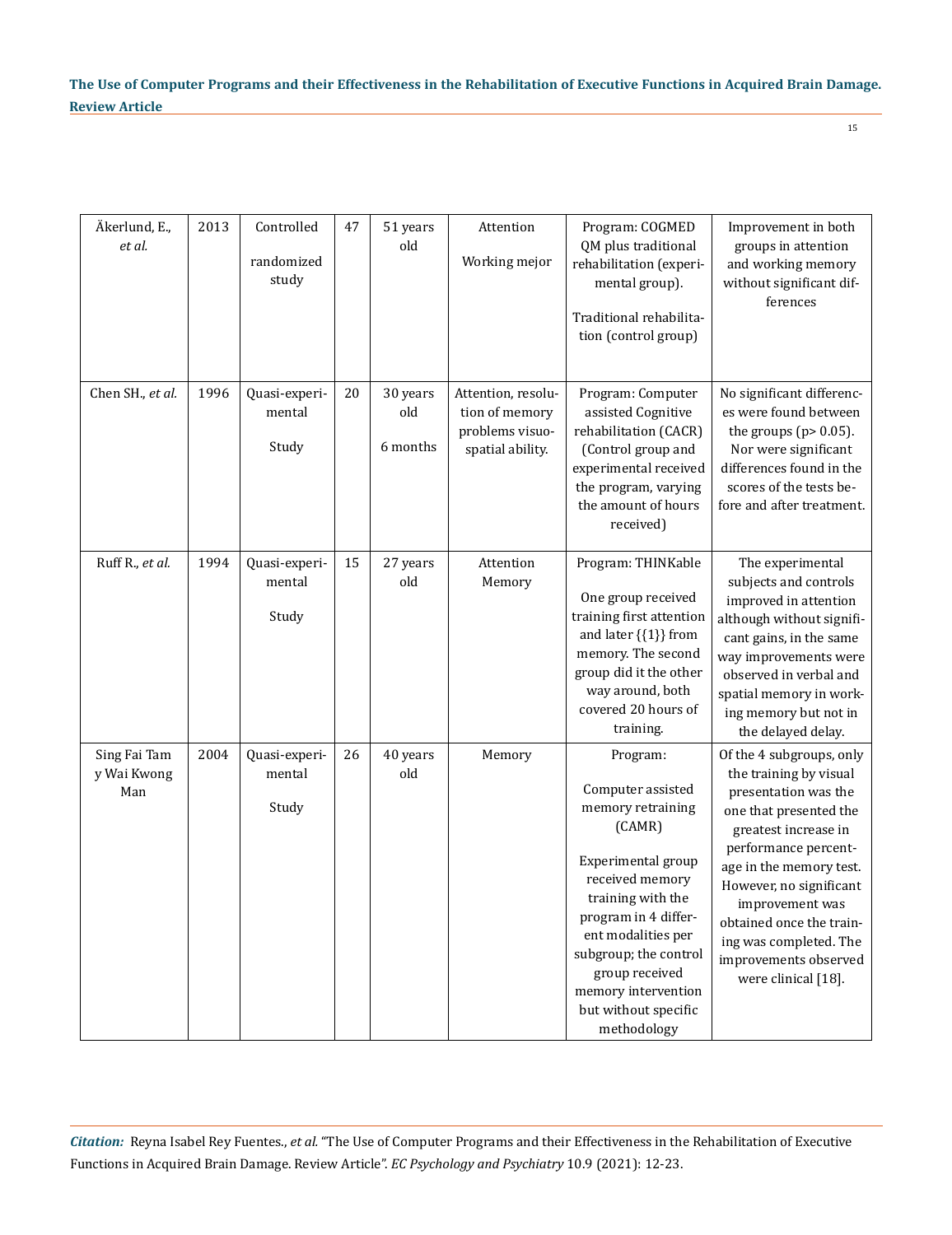| Äkerlund, E., *et al.* | 2013 | Controlled randomized study | 47 | 51 years old | Attention Working mejor | Program: COGMED QM plus traditional rehabilitation (experimental group). Traditional rehabilitation (control group) | Improvement in both groups in attention and working memory without significant differences |
|---|---|---|---|---|---|---|---|
| Chen SH., *et al.* | 1996 | Quasi-experimental Study | 20 | 30 years old 6 months | Attention, resolution of memory problems visuo-spatial ability. | Program: Computer assisted Cognitive rehabilitation (CACR) (Control group and experimental received the program, varying the amount of hours received) | No significant differences were found between the groups (p> 0.05). Nor were significant differences found in the scores of the tests before and after treatment. |
| Ruff R., *et al.* | 1994 | Quasi-experimental Study | 15 | 27 years old | Attention Memory | Program: THINKable One group received training first attention and later {{1}} from memory. The second group did it the other way around, both covered 20 hours of training. | The experimental subjects and controls improved in attention although without significant gains, in the same way improvements were observed in verbal and spatial memory in working memory but not in the delayed delay. |
| Sing Fai Tam y Wai Kwong Man | 2004 | Quasi-experimental Study | 26 | 40 years old | Memory | Program: Computer assisted memory retraining (CAMR) Experimental group received memory training with the program in 4 different modalities per subgroup; the control group received memory intervention but without specific methodology | Of the 4 subgroups, only the training by visual presentation was the one that presented the greatest increase in performance percentage in the memory test. However, no significant improvement was obtained once the training was completed. The improvements observed were clinical [18]. |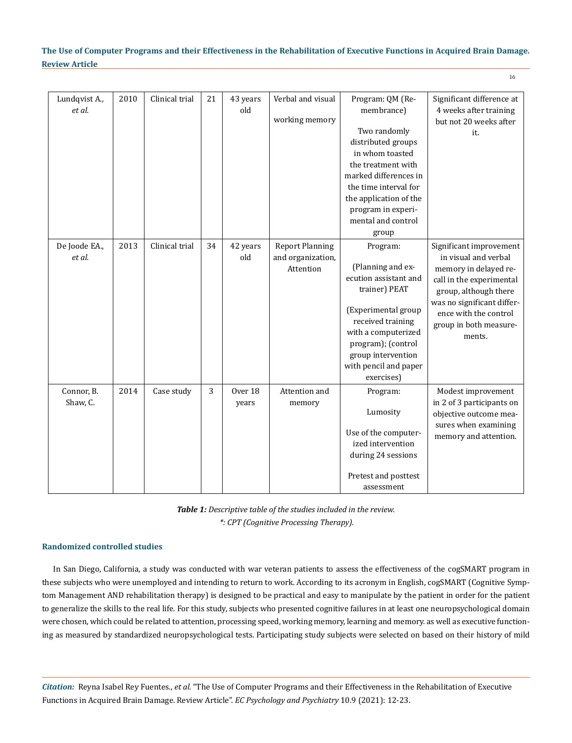| Lundqvist A., *et al.* | 2010 | Clinical trial | 21 | 43 years old | Verbal and visual working memory | Program: QM (Remembrance) Two randomly distributed groups in whom toasted the treatment with marked differences in the time interval for the application of the program in experimental and control group | Significant difference at 4 weeks after training but not 20 weeks after it. |
|---|---|---|---|---|---|---|---|
| De Joode EA., *et al.* | 2013 | Clinical trial | 34 | 42 years old | Report Planning and organization, Attention | Program: (Planning and execution assistant and trainer) PEAT (Experimental group received training with a computerized program); (control group intervention with pencil and paper exercises) | Significant improvement in visual and verbal memory in delayed recall in the experimental group, although there was no significant difference with the control group in both measurements. |
| Connor, B. Shaw, C. | 2014 | Case study | 3 | Over 18 years | Attention and memory | Program: Lumosity Use of the computerized intervention during 24 sessions Pretest and posttest assessment | Modest improvement in 2 of 3 participants on objective outcome measures when examining memory and attention. |

***Table 1:*** *Descriptive table of the studies included in the review.*
*\*: CPT (Cognitive Processing Therapy).*

### Randomized controlled studies

In San Diego, California, a study was conducted with war veteran patients to assess the effectiveness of the cogSMART program in these subjects who were unemployed and intending to return to work. According to its acronym in English, cogSMART (Cognitive Symptom Management AND rehabilitation therapy) is designed to be practical and easy to manipulate by the patient in order for the patient to generalize the skills to the real life. For this study, subjects who presented cognitive failures in at least one neuropsychological domain were chosen, which could be related to attention, processing speed, working memory, learning and memory. as well as executive functioning as measured by standardized neuropsychological tests. Participating study subjects were selected on based on their history of mild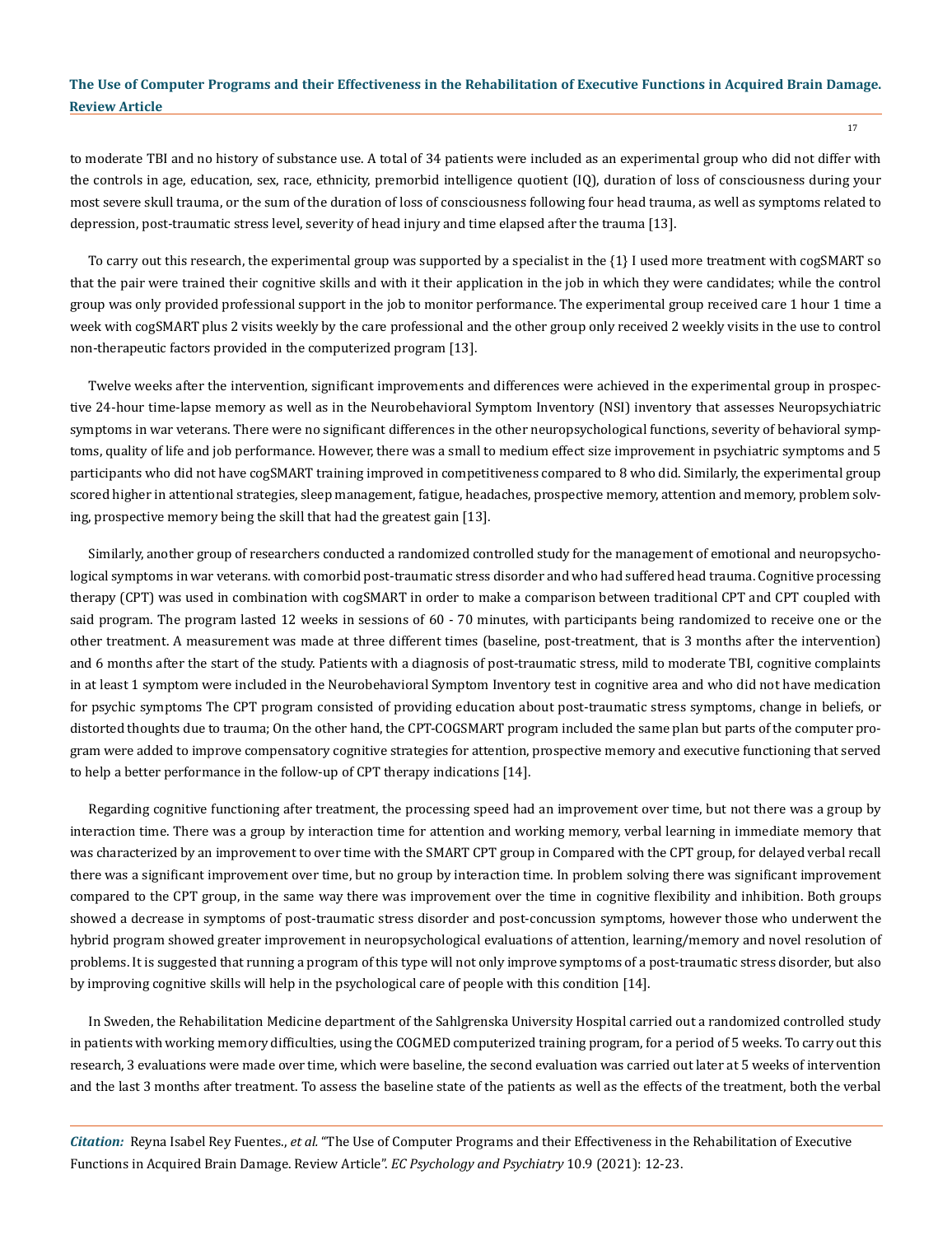to moderate TBI and no history of substance use. A total of 34 patients were included as an experimental group who did not differ with the controls in age, education, sex, race, ethnicity, premorbid intelligence quotient (IQ), duration of loss of consciousness during your most severe skull trauma, or the sum of the duration of loss of consciousness following four head trauma, as well as symptoms related to depression, post-traumatic stress level, severity of head injury and time elapsed after the trauma [13].

To carry out this research, the experimental group was supported by a specialist in the {1} I used more treatment with cogSMART so that the pair were trained their cognitive skills and with it their application in the job in which they were candidates; while the control group was only provided professional support in the job to monitor performance. The experimental group received care 1 hour 1 time a week with cogSMART plus 2 visits weekly by the care professional and the other group only received 2 weekly visits in the use to control non-therapeutic factors provided in the computerized program [13].

Twelve weeks after the intervention, significant improvements and differences were achieved in the experimental group in prospective 24-hour time-lapse memory as well as in the Neurobehavioral Symptom Inventory (NSI) inventory that assesses Neuropsychiatric symptoms in war veterans. There were no significant differences in the other neuropsychological functions, severity of behavioral symptoms, quality of life and job performance. However, there was a small to medium effect size improvement in psychiatric symptoms and 5 participants who did not have cogSMART training improved in competitiveness compared to 8 who did. Similarly, the experimental group scored higher in attentional strategies, sleep management, fatigue, headaches, prospective memory, attention and memory, problem solving, prospective memory being the skill that had the greatest gain [13].

Similarly, another group of researchers conducted a randomized controlled study for the management of emotional and neuropsychological symptoms in war veterans. with comorbid post-traumatic stress disorder and who had suffered head trauma. Cognitive processing therapy (CPT) was used in combination with cogSMART in order to make a comparison between traditional CPT and CPT coupled with said program. The program lasted 12 weeks in sessions of 60 - 70 minutes, with participants being randomized to receive one or the other treatment. A measurement was made at three different times (baseline, post-treatment, that is 3 months after the intervention) and 6 months after the start of the study. Patients with a diagnosis of post-traumatic stress, mild to moderate TBI, cognitive complaints in at least 1 symptom were included in the Neurobehavioral Symptom Inventory test in cognitive area and who did not have medication for psychic symptoms The CPT program consisted of providing education about post-traumatic stress symptoms, change in beliefs, or distorted thoughts due to trauma; On the other hand, the CPT-COGSMART program included the same plan but parts of the computer program were added to improve compensatory cognitive strategies for attention, prospective memory and executive functioning that served to help a better performance in the follow-up of CPT therapy indications [14].

Regarding cognitive functioning after treatment, the processing speed had an improvement over time, but not there was a group by interaction time. There was a group by interaction time for attention and working memory, verbal learning in immediate memory that was characterized by an improvement to over time with the SMART CPT group in Compared with the CPT group, for delayed verbal recall there was a significant improvement over time, but no group by interaction time. In problem solving there was significant improvement compared to the CPT group, in the same way there was improvement over the time in cognitive flexibility and inhibition. Both groups showed a decrease in symptoms of post-traumatic stress disorder and post-concussion symptoms, however those who underwent the hybrid program showed greater improvement in neuropsychological evaluations of attention, learning/memory and novel resolution of problems. It is suggested that running a program of this type will not only improve symptoms of a post-traumatic stress disorder, but also by improving cognitive skills will help in the psychological care of people with this condition [14].

In Sweden, the Rehabilitation Medicine department of the Sahlgrenska University Hospital carried out a randomized controlled study in patients with working memory difficulties, using the COGMED computerized training program, for a period of 5 weeks. To carry out this research, 3 evaluations were made over time, which were baseline, the second evaluation was carried out later at 5 weeks of intervention and the last 3 months after treatment. To assess the baseline state of the patients as well as the effects of the treatment, both the verbal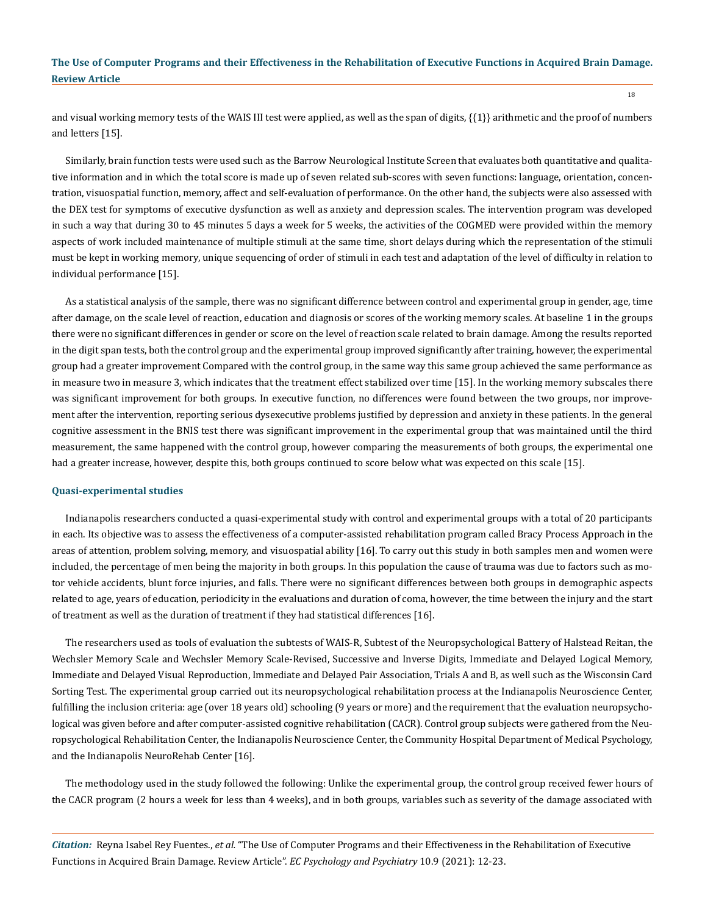and visual working memory tests of the WAIS III test were applied, as well as the span of digits, {{1}} arithmetic and the proof of numbers and letters [15].

Similarly, brain function tests were used such as the Barrow Neurological Institute Screen that evaluates both quantitative and qualitative information and in which the total score is made up of seven related sub-scores with seven functions: language, orientation, concentration, visuospatial function, memory, affect and self-evaluation of performance. On the other hand, the subjects were also assessed with the DEX test for symptoms of executive dysfunction as well as anxiety and depression scales. The intervention program was developed in such a way that during 30 to 45 minutes 5 days a week for 5 weeks, the activities of the COGMED were provided within the memory aspects of work included maintenance of multiple stimuli at the same time, short delays during which the representation of the stimuli must be kept in working memory, unique sequencing of order of stimuli in each test and adaptation of the level of difficulty in relation to individual performance [15].

As a statistical analysis of the sample, there was no significant difference between control and experimental group in gender, age, time after damage, on the scale level of reaction, education and diagnosis or scores of the working memory scales. At baseline 1 in the groups there were no significant differences in gender or score on the level of reaction scale related to brain damage. Among the results reported in the digit span tests, both the control group and the experimental group improved significantly after training, however, the experimental group had a greater improvement Compared with the control group, in the same way this same group achieved the same performance as in measure two in measure 3, which indicates that the treatment effect stabilized over time [15]. In the working memory subscales there was significant improvement for both groups. In executive function, no differences were found between the two groups, nor improvement after the intervention, reporting serious dysexecutive problems justified by depression and anxiety in these patients. In the general cognitive assessment in the BNIS test there was significant improvement in the experimental group that was maintained until the third measurement, the same happened with the control group, however comparing the measurements of both groups, the experimental one had a greater increase, however, despite this, both groups continued to score below what was expected on this scale [15].

### Quasi-experimental studies

Indianapolis researchers conducted a quasi-experimental study with control and experimental groups with a total of 20 participants in each. Its objective was to assess the effectiveness of a computer-assisted rehabilitation program called Bracy Process Approach in the areas of attention, problem solving, memory, and visuospatial ability [16]. To carry out this study in both samples men and women were included, the percentage of men being the majority in both groups. In this population the cause of trauma was due to factors such as motor vehicle accidents, blunt force injuries, and falls. There were no significant differences between both groups in demographic aspects related to age, years of education, periodicity in the evaluations and duration of coma, however, the time between the injury and the start of treatment as well as the duration of treatment if they had statistical differences [16].

The researchers used as tools of evaluation the subtests of WAIS-R, Subtest of the Neuropsychological Battery of Halstead Reitan, the Wechsler Memory Scale and Wechsler Memory Scale-Revised, Successive and Inverse Digits, Immediate and Delayed Logical Memory, Immediate and Delayed Visual Reproduction, Immediate and Delayed Pair Association, Trials A and B, as well such as the Wisconsin Card Sorting Test. The experimental group carried out its neuropsychological rehabilitation process at the Indianapolis Neuroscience Center, fulfilling the inclusion criteria: age (over 18 years old) schooling (9 years or more) and the requirement that the evaluation neuropsychological was given before and after computer-assisted cognitive rehabilitation (CACR). Control group subjects were gathered from the Neuropsychological Rehabilitation Center, the Indianapolis Neuroscience Center, the Community Hospital Department of Medical Psychology, and the Indianapolis NeuroRehab Center [16].

The methodology used in the study followed the following: Unlike the experimental group, the control group received fewer hours of the CACR program (2 hours a week for less than 4 weeks), and in both groups, variables such as severity of the damage associated with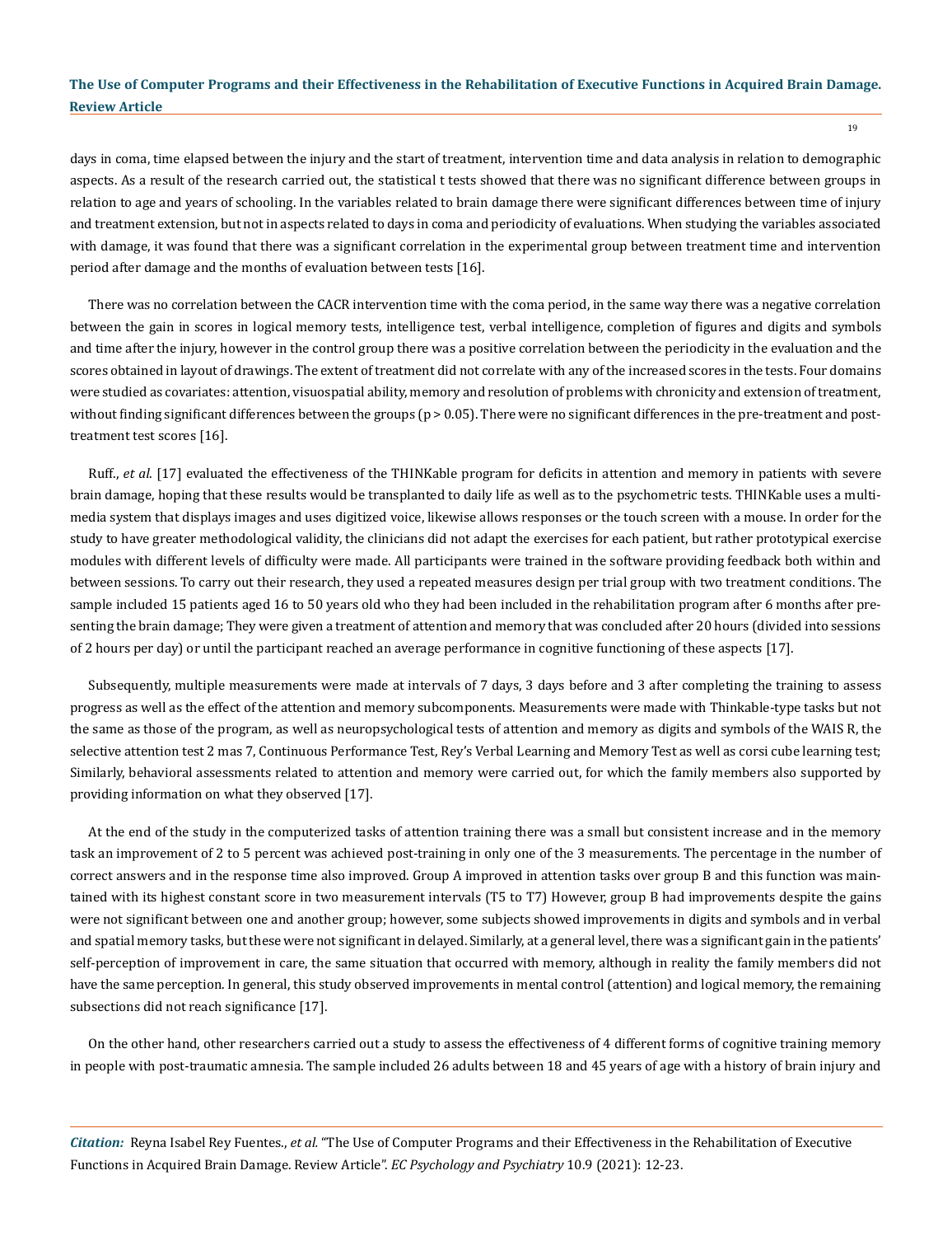days in coma, time elapsed between the injury and the start of treatment, intervention time and data analysis in relation to demographic aspects. As a result of the research carried out, the statistical t tests showed that there was no significant difference between groups in relation to age and years of schooling. In the variables related to brain damage there were significant differences between time of injury and treatment extension, but not in aspects related to days in coma and periodicity of evaluations. When studying the variables associated with damage, it was found that there was a significant correlation in the experimental group between treatment time and intervention period after damage and the months of evaluation between tests [16].

There was no correlation between the CACR intervention time with the coma period, in the same way there was a negative correlation between the gain in scores in logical memory tests, intelligence test, verbal intelligence, completion of figures and digits and symbols and time after the injury, however in the control group there was a positive correlation between the periodicity in the evaluation and the scores obtained in layout of drawings. The extent of treatment did not correlate with any of the increased scores in the tests. Four domains were studied as covariates: attention, visuospatial ability, memory and resolution of problems with chronicity and extension of treatment, without finding significant differences between the groups ($p > 0.05$). There were no significant differences in the pre-treatment and post-treatment test scores [16].

Ruff., *et al.* [17] evaluated the effectiveness of the THINKable program for deficits in attention and memory in patients with severe brain damage, hoping that these results would be transplanted to daily life as well as to the psychometric tests. THINKable uses a multimedia system that displays images and uses digitized voice, likewise allows responses or the touch screen with a mouse. In order for the study to have greater methodological validity, the clinicians did not adapt the exercises for each patient, but rather prototypical exercise modules with different levels of difficulty were made. All participants were trained in the software providing feedback both within and between sessions. To carry out their research, they used a repeated measures design per trial group with two treatment conditions. The sample included 15 patients aged 16 to 50 years old who they had been included in the rehabilitation program after 6 months after presenting the brain damage; They were given a treatment of attention and memory that was concluded after 20 hours (divided into sessions of 2 hours per day) or until the participant reached an average performance in cognitive functioning of these aspects [17].

Subsequently, multiple measurements were made at intervals of 7 days, 3 days before and 3 after completing the training to assess progress as well as the effect of the attention and memory subcomponents. Measurements were made with Thinkable-type tasks but not the same as those of the program, as well as neuropsychological tests of attention and memory as digits and symbols of the WAIS R, the selective attention test 2 mas 7, Continuous Performance Test, Rey's Verbal Learning and Memory Test as well as corsi cube learning test; Similarly, behavioral assessments related to attention and memory were carried out, for which the family members also supported by providing information on what they observed [17].

At the end of the study in the computerized tasks of attention training there was a small but consistent increase and in the memory task an improvement of 2 to 5 percent was achieved post-training in only one of the 3 measurements. The percentage in the number of correct answers and in the response time also improved. Group A improved in attention tasks over group B and this function was maintained with its highest constant score in two measurement intervals (T5 to T7) However, group B had improvements despite the gains were not significant between one and another group; however, some subjects showed improvements in digits and symbols and in verbal and spatial memory tasks, but these were not significant in delayed. Similarly, at a general level, there was a significant gain in the patients' self-perception of improvement in care, the same situation that occurred with memory, although in reality the family members did not have the same perception. In general, this study observed improvements in mental control (attention) and logical memory, the remaining subsections did not reach significance [17].

On the other hand, other researchers carried out a study to assess the effectiveness of 4 different forms of cognitive training memory in people with post-traumatic amnesia. The sample included 26 adults between 18 and 45 years of age with a history of brain injury and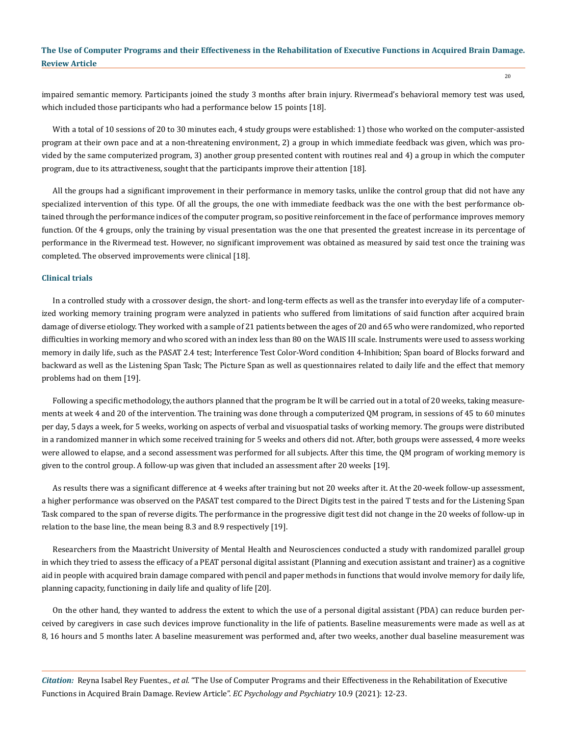impaired semantic memory. Participants joined the study 3 months after brain injury. Rivermead's behavioral memory test was used, which included those participants who had a performance below 15 points [18].

With a total of 10 sessions of 20 to 30 minutes each, 4 study groups were established: 1) those who worked on the computer-assisted program at their own pace and at a non-threatening environment, 2) a group in which immediate feedback was given, which was provided by the same computerized program, 3) another group presented content with routines real and 4) a group in which the computer program, due to its attractiveness, sought that the participants improve their attention [18].

All the groups had a significant improvement in their performance in memory tasks, unlike the control group that did not have any specialized intervention of this type. Of all the groups, the one with immediate feedback was the one with the best performance obtained through the performance indices of the computer program, so positive reinforcement in the face of performance improves memory function. Of the 4 groups, only the training by visual presentation was the one that presented the greatest increase in its percentage of performance in the Rivermead test. However, no significant improvement was obtained as measured by said test once the training was completed. The observed improvements were clinical [18].

### Clinical trials

In a controlled study with a crossover design, the short- and long-term effects as well as the transfer into everyday life of a computerized working memory training program were analyzed in patients who suffered from limitations of said function after acquired brain damage of diverse etiology. They worked with a sample of 21 patients between the ages of 20 and 65 who were randomized, who reported difficulties in working memory and who scored with an index less than 80 on the WAIS III scale. Instruments were used to assess working memory in daily life, such as the PASAT 2.4 test; Interference Test Color-Word condition 4-Inhibition; Span board of Blocks forward and backward as well as the Listening Span Task; The Picture Span as well as questionnaires related to daily life and the effect that memory problems had on them [19].

Following a specific methodology, the authors planned that the program be It will be carried out in a total of 20 weeks, taking measurements at week 4 and 20 of the intervention. The training was done through a computerized QM program, in sessions of 45 to 60 minutes per day, 5 days a week, for 5 weeks, working on aspects of verbal and visuospatial tasks of working memory. The groups were distributed in a randomized manner in which some received training for 5 weeks and others did not. After, both groups were assessed, 4 more weeks were allowed to elapse, and a second assessment was performed for all subjects. After this time, the QM program of working memory is given to the control group. A follow-up was given that included an assessment after 20 weeks [19].

As results there was a significant difference at 4 weeks after training but not 20 weeks after it. At the 20-week follow-up assessment, a higher performance was observed on the PASAT test compared to the Direct Digits test in the paired T tests and for the Listening Span Task compared to the span of reverse digits. The performance in the progressive digit test did not change in the 20 weeks of follow-up in relation to the base line, the mean being 8.3 and 8.9 respectively [19].

Researchers from the Maastricht University of Mental Health and Neurosciences conducted a study with randomized parallel group in which they tried to assess the efficacy of a PEAT personal digital assistant (Planning and execution assistant and trainer) as a cognitive aid in people with acquired brain damage compared with pencil and paper methods in functions that would involve memory for daily life, planning capacity, functioning in daily life and quality of life [20].

On the other hand, they wanted to address the extent to which the use of a personal digital assistant (PDA) can reduce burden perceived by caregivers in case such devices improve functionality in the life of patients. Baseline measurements were made as well as at 8, 16 hours and 5 months later. A baseline measurement was performed and, after two weeks, another dual baseline measurement was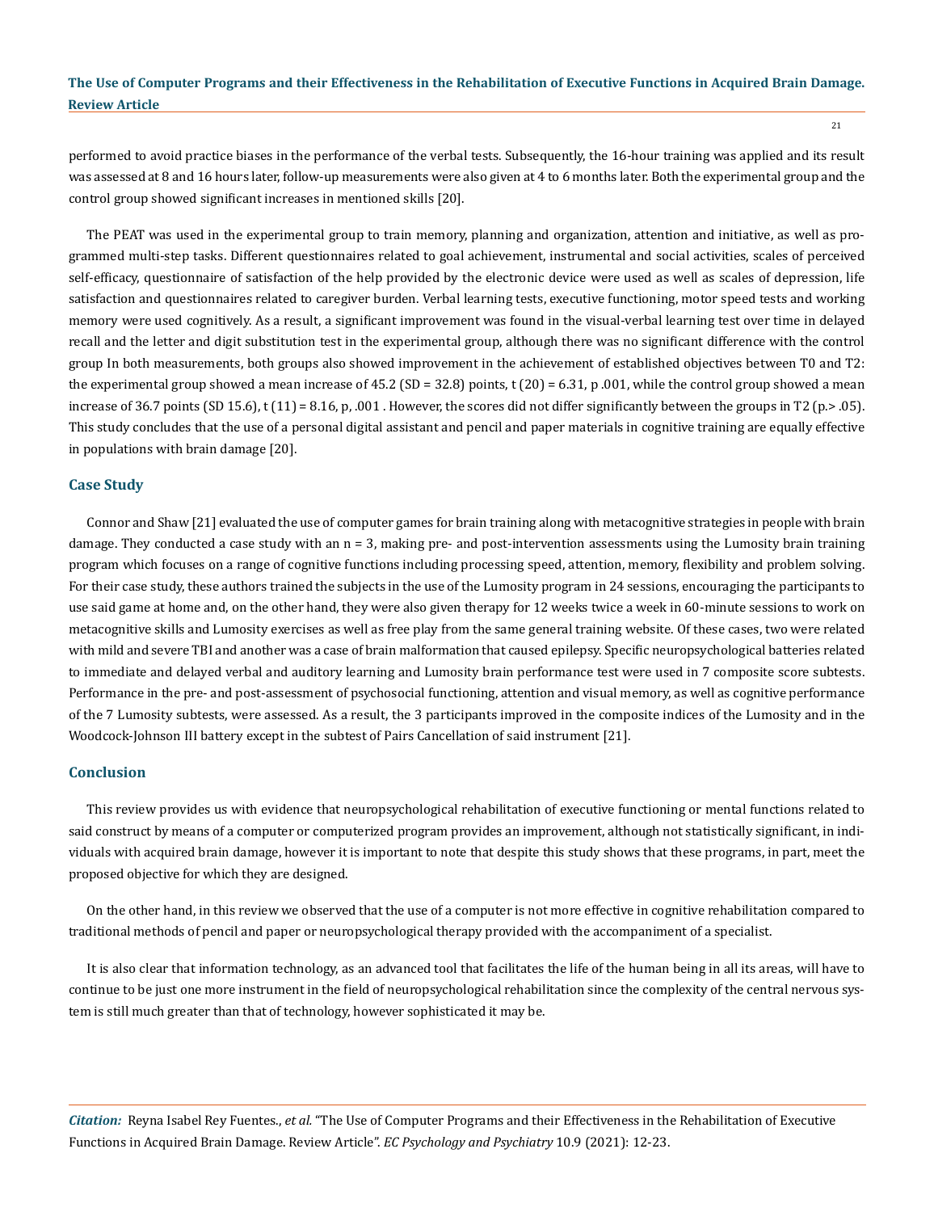performed to avoid practice biases in the performance of the verbal tests. Subsequently, the 16-hour training was applied and its result was assessed at 8 and 16 hours later, follow-up measurements were also given at 4 to 6 months later. Both the experimental group and the control group showed significant increases in mentioned skills [20].

The PEAT was used in the experimental group to train memory, planning and organization, attention and initiative, as well as programmed multi-step tasks. Different questionnaires related to goal achievement, instrumental and social activities, scales of perceived self-efficacy, questionnaire of satisfaction of the help provided by the electronic device were used as well as scales of depression, life satisfaction and questionnaires related to caregiver burden. Verbal learning tests, executive functioning, motor speed tests and working memory were used cognitively. As a result, a significant improvement was found in the visual-verbal learning test over time in delayed recall and the letter and digit substitution test in the experimental group, although there was no significant difference with the control group In both measurements, both groups also showed improvement in the achievement of established objectives between T0 and T2: the experimental group showed a mean increase of 45.2 (SD = 32.8) points, $t(20) = 6.31$, p .001, while the control group showed a mean increase of 36.7 points (SD 15.6), $t(11) = 8.16$, p, .001 . However, the scores did not differ significantly between the groups in T2 (p.> .05). This study concludes that the use of a personal digital assistant and pencil and paper materials in cognitive training are equally effective in populations with brain damage [20].

## Case Study

Connor and Shaw [21] evaluated the use of computer games for brain training along with metacognitive strategies in people with brain damage. They conducted a case study with an n = 3, making pre- and post-intervention assessments using the Lumosity brain training program which focuses on a range of cognitive functions including processing speed, attention, memory, flexibility and problem solving. For their case study, these authors trained the subjects in the use of the Lumosity program in 24 sessions, encouraging the participants to use said game at home and, on the other hand, they were also given therapy for 12 weeks twice a week in 60-minute sessions to work on metacognitive skills and Lumosity exercises as well as free play from the same general training website. Of these cases, two were related with mild and severe TBI and another was a case of brain malformation that caused epilepsy. Specific neuropsychological batteries related to immediate and delayed verbal and auditory learning and Lumosity brain performance test were used in 7 composite score subtests. Performance in the pre- and post-assessment of psychosocial functioning, attention and visual memory, as well as cognitive performance of the 7 Lumosity subtests, were assessed. As a result, the 3 participants improved in the composite indices of the Lumosity and in the Woodcock-Johnson III battery except in the subtest of Pairs Cancellation of said instrument [21].

## Conclusion

This review provides us with evidence that neuropsychological rehabilitation of executive functioning or mental functions related to said construct by means of a computer or computerized program provides an improvement, although not statistically significant, in individuals with acquired brain damage, however it is important to note that despite this study shows that these programs, in part, meet the proposed objective for which they are designed.

On the other hand, in this review we observed that the use of a computer is not more effective in cognitive rehabilitation compared to traditional methods of pencil and paper or neuropsychological therapy provided with the accompaniment of a specialist.

It is also clear that information technology, as an advanced tool that facilitates the life of the human being in all its areas, will have to continue to be just one more instrument in the field of neuropsychological rehabilitation since the complexity of the central nervous system is still much greater than that of technology, however sophisticated it may be.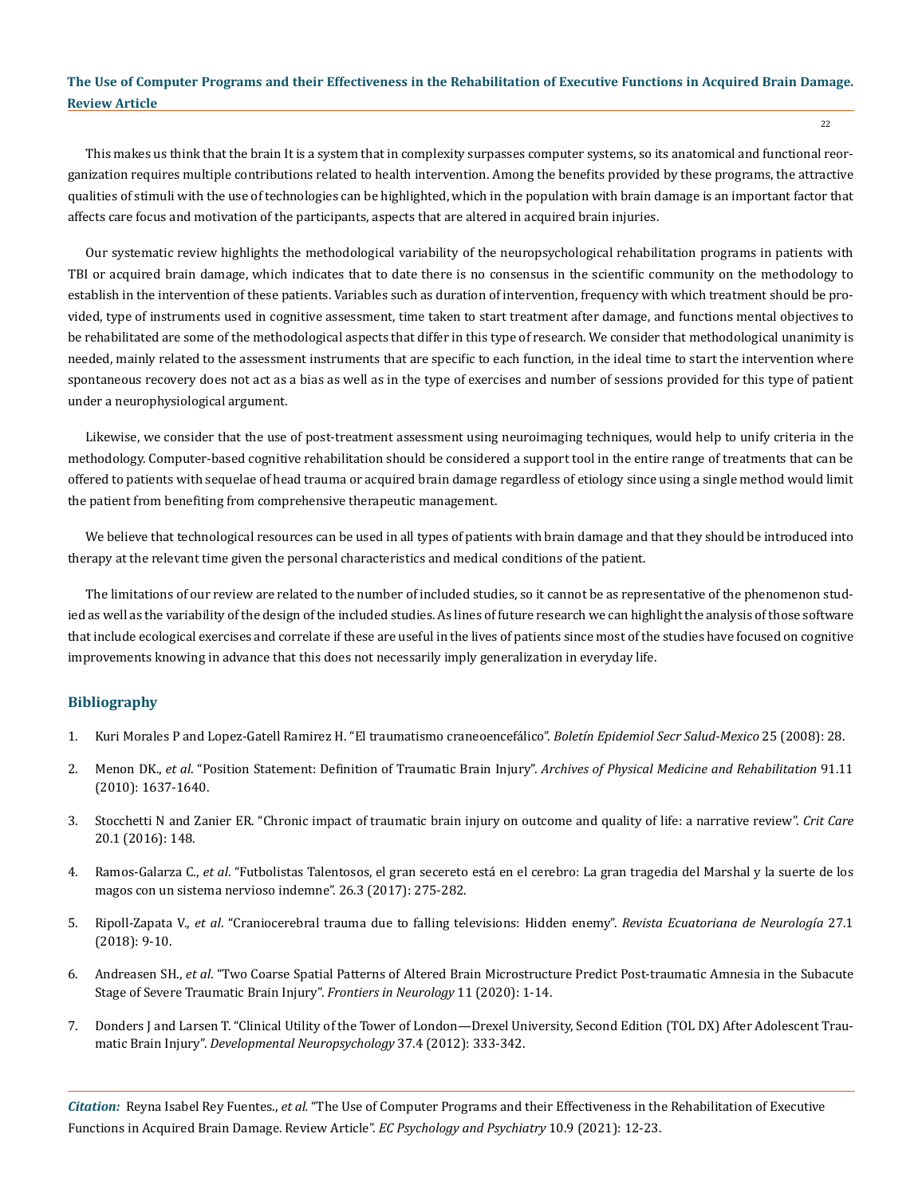This makes us think that the brain It is a system that in complexity surpasses computer systems, so its anatomical and functional reorganization requires multiple contributions related to health intervention. Among the benefits provided by these programs, the attractive qualities of stimuli with the use of technologies can be highlighted, which in the population with brain damage is an important factor that affects care focus and motivation of the participants, aspects that are altered in acquired brain injuries.

Our systematic review highlights the methodological variability of the neuropsychological rehabilitation programs in patients with TBI or acquired brain damage, which indicates that to date there is no consensus in the scientific community on the methodology to establish in the intervention of these patients. Variables such as duration of intervention, frequency with which treatment should be provided, type of instruments used in cognitive assessment, time taken to start treatment after damage, and functions mental objectives to be rehabilitated are some of the methodological aspects that differ in this type of research. We consider that methodological unanimity is needed, mainly related to the assessment instruments that are specific to each function, in the ideal time to start the intervention where spontaneous recovery does not act as a bias as well as in the type of exercises and number of sessions provided for this type of patient under a neurophysiological argument.

Likewise, we consider that the use of post-treatment assessment using neuroimaging techniques, would help to unify criteria in the methodology. Computer-based cognitive rehabilitation should be considered a support tool in the entire range of treatments that can be offered to patients with sequelae of head trauma or acquired brain damage regardless of etiology since using a single method would limit the patient from benefiting from comprehensive therapeutic management.

We believe that technological resources can be used in all types of patients with brain damage and that they should be introduced into therapy at the relevant time given the personal characteristics and medical conditions of the patient.

The limitations of our review are related to the number of included studies, so it cannot be as representative of the phenomenon studied as well as the variability of the design of the included studies. As lines of future research we can highlight the analysis of those software that include ecological exercises and correlate if these are useful in the lives of patients since most of the studies have focused on cognitive improvements knowing in advance that this does not necessarily imply generalization in everyday life.

## Bibliography

1. Kuri Morales P and Lopez-Gatell Ramirez H. "El traumatismo craneoencefálico". *Boletín Epidemiol Secr Salud-Mexico* 25 (2008): 28.
2. Menon DK., *et al*. "Position Statement: Definition of Traumatic Brain Injury". *Archives of Physical Medicine and Rehabilitation* 91.11 (2010): 1637-1640.
3. Stocchetti N and Zanier ER. "Chronic impact of traumatic brain injury on outcome and quality of life: a narrative review". *Crit Care* 20.1 (2016): 148.
4. Ramos-Galarza C., *et al*. "Futbolistas Talentosos, el gran secereto está en el cerebro: La gran tragedia del Marshal y la suerte de los magos con un sistema nervioso indemne". 26.3 (2017): 275-282.
5. Ripoll-Zapata V., *et al*. "Craniocerebral trauma due to falling televisions: Hidden enemy". *Revista Ecuatoriana de Neurología* 27.1 (2018): 9-10.
6. Andreasen SH., *et al*. "Two Coarse Spatial Patterns of Altered Brain Microstructure Predict Post-traumatic Amnesia in the Subacute Stage of Severe Traumatic Brain Injury". *Frontiers in Neurology* 11 (2020): 1-14.
7. Donders J and Larsen T. "Clinical Utility of the Tower of London—Drexel University, Second Edition (TOL DX) After Adolescent Traumatic Brain Injury". *Developmental Neuropsychology* 37.4 (2012): 333-342.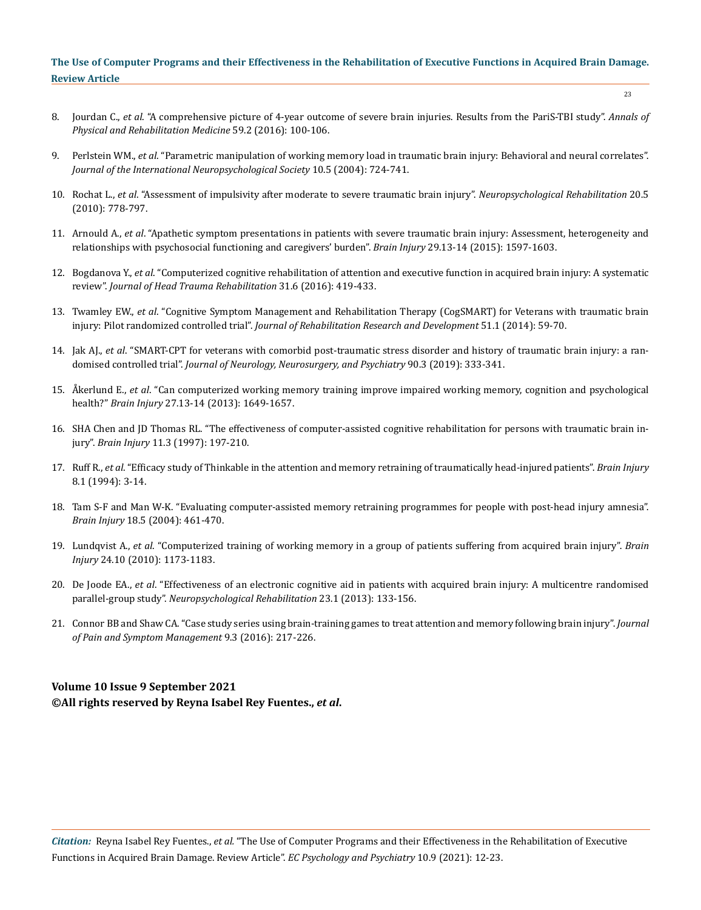8. Jourdan C., *et al*. "A comprehensive picture of 4-year outcome of severe brain injuries. Results from the PariS-TBI study". *Annals of Physical and Rehabilitation Medicine* 59.2 (2016): 100-106.

9. Perlstein WM., *et al*. "Parametric manipulation of working memory load in traumatic brain injury: Behavioral and neural correlates". *Journal of the International Neuropsychological Society* 10.5 (2004): 724-741.

10. Rochat L., *et al*. "Assessment of impulsivity after moderate to severe traumatic brain injury". *Neuropsychological Rehabilitation* 20.5 (2010): 778-797.

11. Arnould A., *et al*. "Apathetic symptom presentations in patients with severe traumatic brain injury: Assessment, heterogeneity and relationships with psychosocial functioning and caregivers' burden". *Brain Injury* 29.13-14 (2015): 1597-1603.

12. Bogdanova Y., *et al*. "Computerized cognitive rehabilitation of attention and executive function in acquired brain injury: A systematic review". *Journal of Head Trauma Rehabilitation* 31.6 (2016): 419-433.

13. Twamley EW., *et al*. "Cognitive Symptom Management and Rehabilitation Therapy (CogSMART) for Veterans with traumatic brain injury: Pilot randomized controlled trial". *Journal of Rehabilitation Research and Development* 51.1 (2014): 59-70.

14. Jak AJ., *et al*. "SMART-CPT for veterans with comorbid post-traumatic stress disorder and history of traumatic brain injury: a randomised controlled trial". *Journal of Neurology, Neurosurgery, and Psychiatry* 90.3 (2019): 333-341.

15. Åkerlund E., *et al*. "Can computerized working memory training improve impaired working memory, cognition and psychological health?" *Brain Injury* 27.13-14 (2013): 1649-1657.

16. SHA Chen and JD Thomas RL. "The effectiveness of computer-assisted cognitive rehabilitation for persons with traumatic brain injury". *Brain Injury* 11.3 (1997): 197-210.

17. Ruff R., *et al*. "Efficacy study of Thinkable in the attention and memory retraining of traumatically head-injured patients". *Brain Injury* 8.1 (1994): 3-14.

18. Tam S-F and Man W-K. "Evaluating computer-assisted memory retraining programmes for people with post-head injury amnesia". *Brain Injury* 18.5 (2004): 461-470.

19. Lundqvist A., *et al*. "Computerized training of working memory in a group of patients suffering from acquired brain injury". *Brain Injury* 24.10 (2010): 1173-1183.

20. De Joode EA., *et al*. "Effectiveness of an electronic cognitive aid in patients with acquired brain injury: A multicentre randomised parallel-group study". *Neuropsychological Rehabilitation* 23.1 (2013): 133-156.

21. Connor BB and Shaw CA. "Case study series using brain-training games to treat attention and memory following brain injury". *Journal of Pain and Symptom Management* 9.3 (2016): 217-226.

**Volume 10 Issue 9 September 2021**
**©All rights reserved by Reyna Isabel Rey Fuentes., *et al*.**